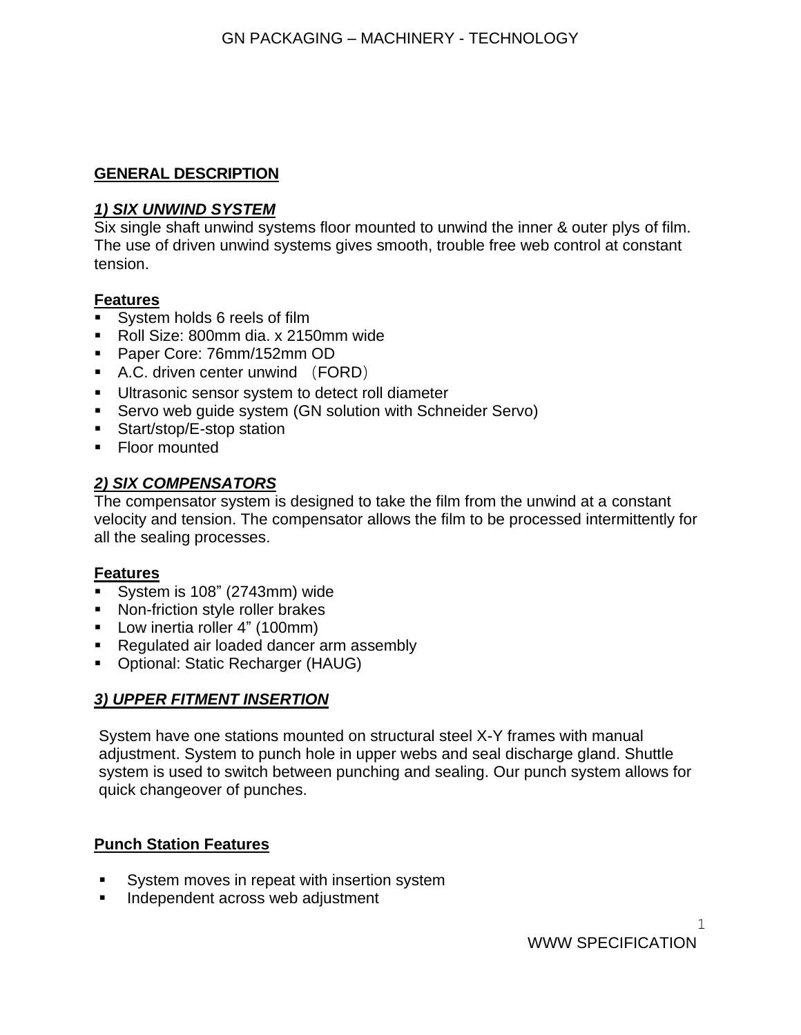## GENERAL DESCRIPTION

### *1) SIX UNWIND SYSTEM*

Six single shaft unwind systems floor mounted to unwind the inner & outer plys of film. The use of driven unwind systems gives smooth, trouble free web control at constant tension.

**Features**

- System holds 6 reels of film
- Roll Size: 800mm dia. x 2150mm wide
- Paper Core: 76mm/152mm OD
- A.C. driven center unwind （FORD）
- Ultrasonic sensor system to detect roll diameter
- Servo web guide system (GN solution with Schneider Servo)
- Start/stop/E-stop station
- Floor mounted

### *2) SIX COMPENSATORS*

The compensator system is designed to take the film from the unwind at a constant velocity and tension. The compensator allows the film to be processed intermittently for all the sealing processes.

**Features**

- System is 108” (2743mm) wide
- Non-friction style roller brakes
- Low inertia roller 4” (100mm)
- Regulated air loaded dancer arm assembly
- Optional: Static Recharger (HAUG)

### *3) UPPER FITMENT INSERTION*

System have one stations mounted on structural steel X-Y frames with manual adjustment. System to punch hole in upper webs and seal discharge gland. Shuttle system is used to switch between punching and sealing. Our punch system allows for quick changeover of punches.

**Punch Station Features**

- System moves in repeat with insertion system
- Independent across web adjustment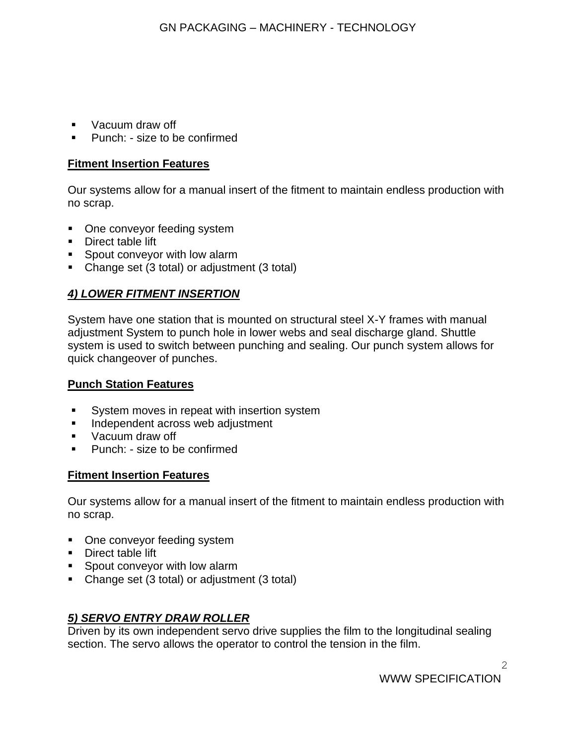- Vacuum draw off
- Punch: - size to be confirmed

**Fitment Insertion Features**

Our systems allow for a manual insert of the fitment to maintain endless production with no scrap.

- One conveyor feeding system
- Direct table lift
- Spout conveyor with low alarm
- Change set (3 total) or adjustment (3 total)

## ***4) LOWER FITMENT INSERTION***

System have one station that is mounted on structural steel X-Y frames with manual adjustment System to punch hole in lower webs and seal discharge gland. Shuttle system is used to switch between punching and sealing. Our punch system allows for quick changeover of punches.

**Punch Station Features**

- System moves in repeat with insertion system
- Independent across web adjustment
- Vacuum draw off
- Punch: - size to be confirmed

**Fitment Insertion Features**

Our systems allow for a manual insert of the fitment to maintain endless production with no scrap.

- One conveyor feeding system
- Direct table lift
- Spout conveyor with low alarm
- Change set (3 total) or adjustment (3 total)

## ***5) SERVO ENTRY DRAW ROLLER***

Driven by its own independent servo drive supplies the film to the longitudinal sealing section. The servo allows the operator to control the tension in the film.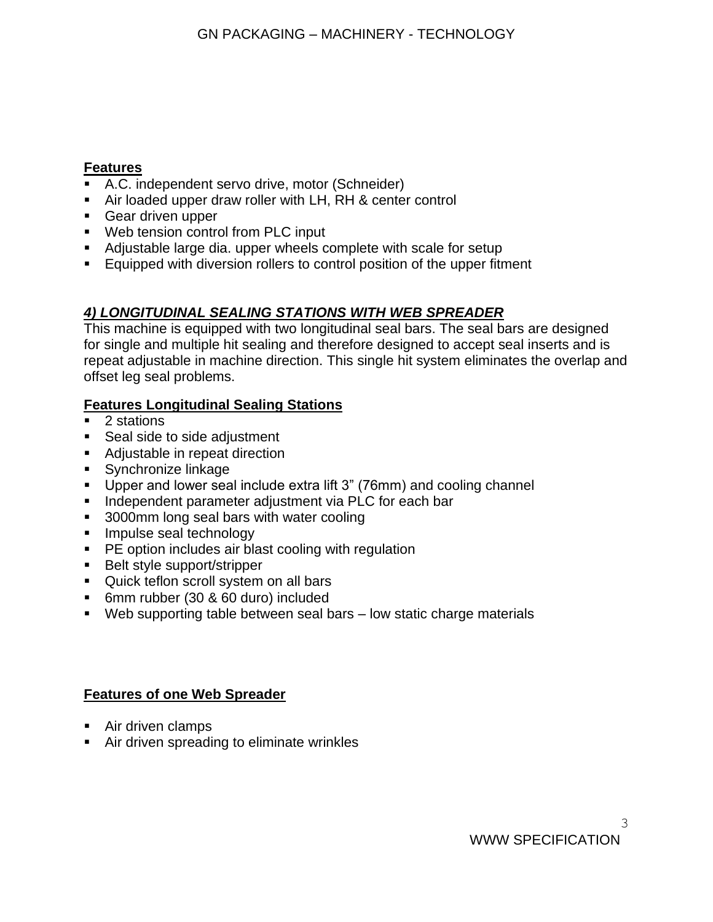**Features**

- A.C. independent servo drive, motor (Schneider)
- Air loaded upper draw roller with LH, RH & center control
- Gear driven upper
- Web tension control from PLC input
- Adjustable large dia. upper wheels complete with scale for setup
- Equipped with diversion rollers to control position of the upper fitment

## ***4) LONGITUDINAL SEALING STATIONS WITH WEB SPREADER***

This machine is equipped with two longitudinal seal bars. The seal bars are designed for single and multiple hit sealing and therefore designed to accept seal inserts and is repeat adjustable in machine direction. This single hit system eliminates the overlap and offset leg seal problems.

**Features Longitudinal Sealing Stations**

- 2 stations
- Seal side to side adjustment
- Adjustable in repeat direction
- Synchronize linkage
- Upper and lower seal include extra lift 3" (76mm) and cooling channel
- Independent parameter adjustment via PLC for each bar
- 3000mm long seal bars with water cooling
- Impulse seal technology
- PE option includes air blast cooling with regulation
- Belt style support/stripper
- Quick teflon scroll system on all bars
- 6mm rubber (30 & 60 duro) included
- Web supporting table between seal bars – low static charge materials

**Features of one Web Spreader**

- Air driven clamps
- Air driven spreading to eliminate wrinkles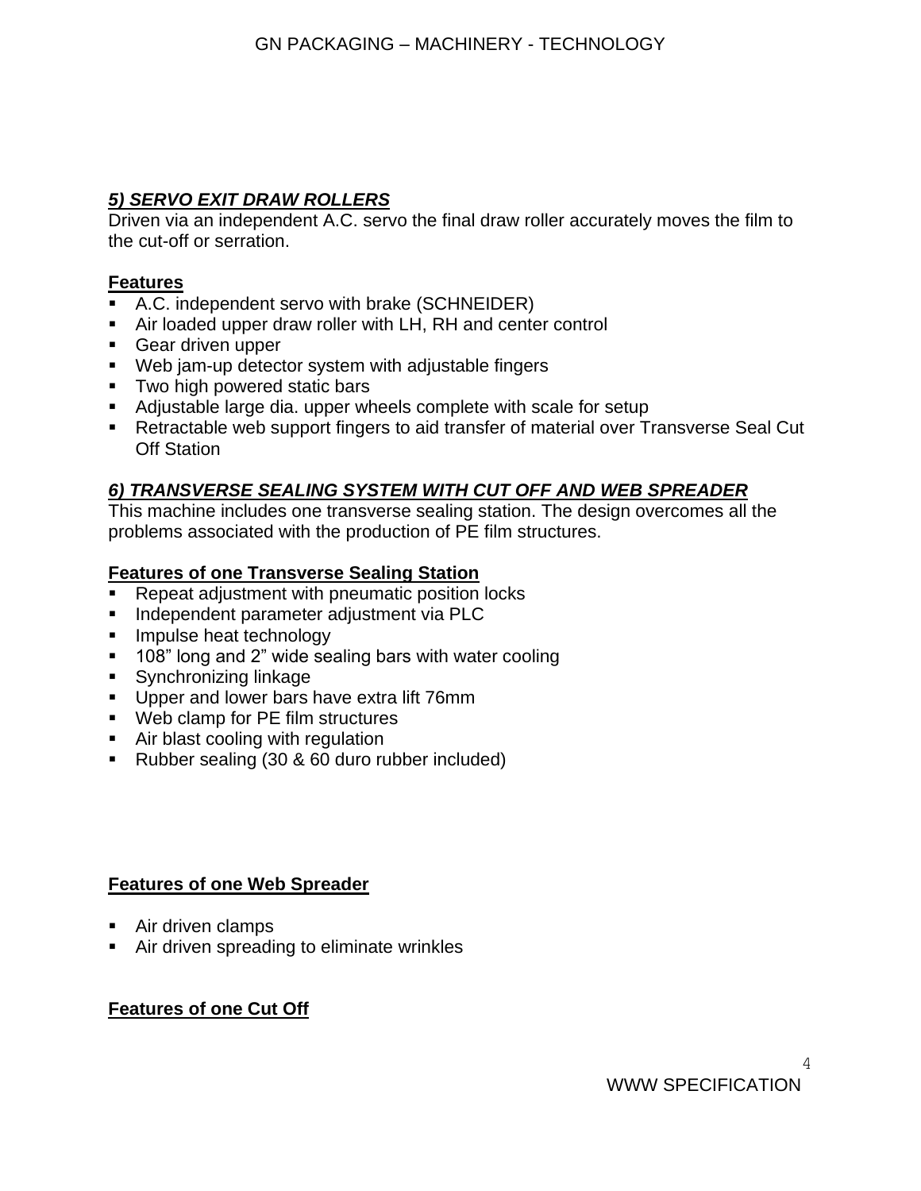## *5) SERVO EXIT DRAW ROLLERS*

Driven via an independent A.C. servo the final draw roller accurately moves the film to the cut-off or serration.

**Features**

- A.C. independent servo with brake (SCHNEIDER)
- Air loaded upper draw roller with LH, RH and center control
- Gear driven upper
- Web jam-up detector system with adjustable fingers
- Two high powered static bars
- Adjustable large dia. upper wheels complete with scale for setup
- Retractable web support fingers to aid transfer of material over Transverse Seal Cut Off Station

## *6) TRANSVERSE SEALING SYSTEM WITH CUT OFF AND WEB SPREADER*

This machine includes one transverse sealing station. The design overcomes all the problems associated with the production of PE film structures.

**Features of one Transverse Sealing Station**

- Repeat adjustment with pneumatic position locks
- Independent parameter adjustment via PLC
- Impulse heat technology
- 108" long and 2" wide sealing bars with water cooling
- Synchronizing linkage
- Upper and lower bars have extra lift 76mm
- Web clamp for PE film structures
- Air blast cooling with regulation
- Rubber sealing (30 & 60 duro rubber included)

**Features of one Web Spreader**

- Air driven clamps
- Air driven spreading to eliminate wrinkles

**Features of one Cut Off**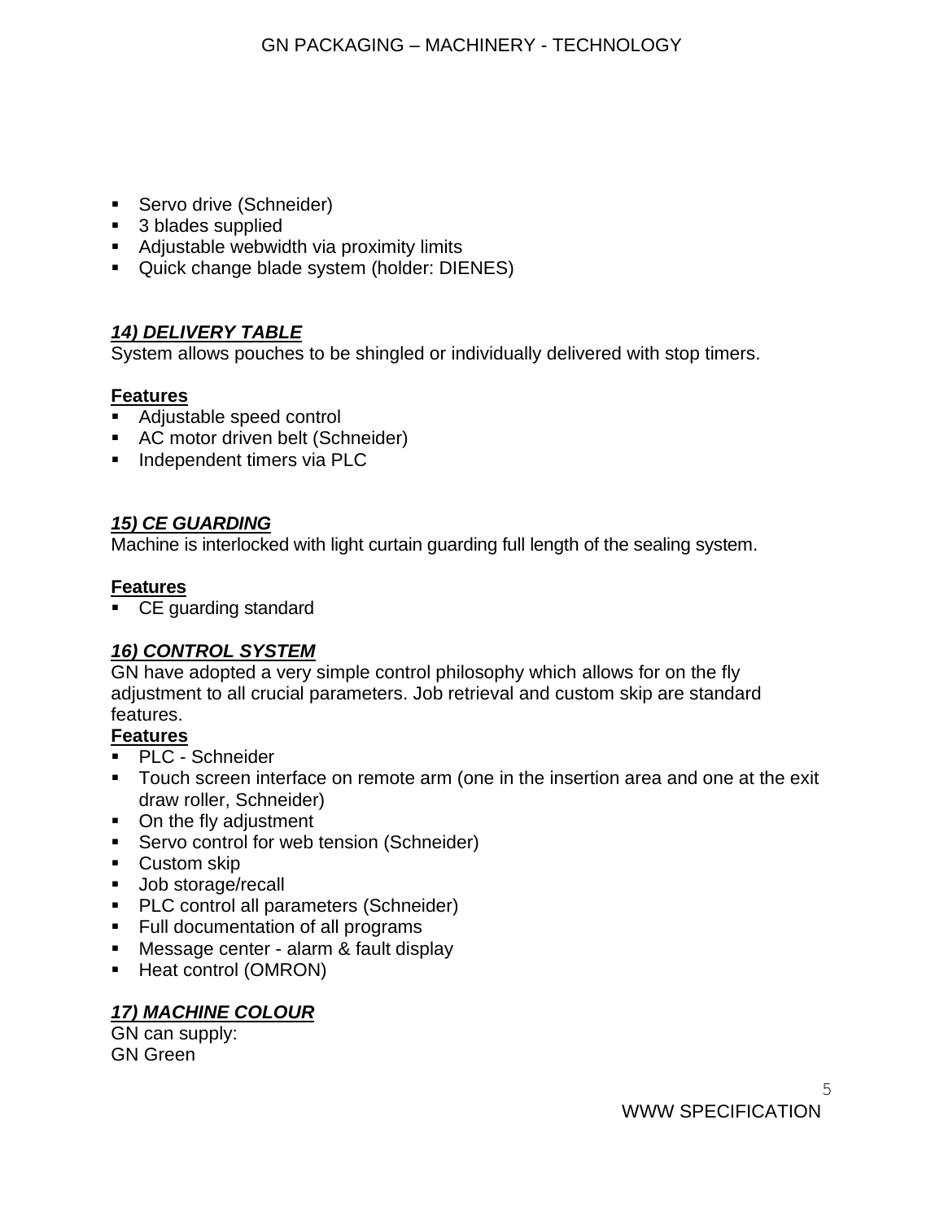- Servo drive (Schneider)
- 3 blades supplied
- Adjustable webwidth via proximity limits
- Quick change blade system (holder: DIENES)

### ***14) DELIVERY TABLE***

System allows pouches to be shingled or individually delivered with stop timers.

**Features**

- Adjustable speed control
- AC motor driven belt (Schneider)
- Independent timers via PLC

### ***15) CE GUARDING***

Machine is interlocked with light curtain guarding full length of the sealing system.

**Features**

- CE guarding standard

### ***16) CONTROL SYSTEM***

GN have adopted a very simple control philosophy which allows for on the fly adjustment to all crucial parameters. Job retrieval and custom skip are standard features.

**Features**

- PLC - Schneider
- Touch screen interface on remote arm (one in the insertion area and one at the exit draw roller, Schneider)
- On the fly adjustment
- Servo control for web tension (Schneider)
- Custom skip
- Job storage/recall
- PLC control all parameters (Schneider)
- Full documentation of all programs
- Message center - alarm & fault display
- Heat control (OMRON)

### ***17) MACHINE COLOUR***

GN can supply:
GN Green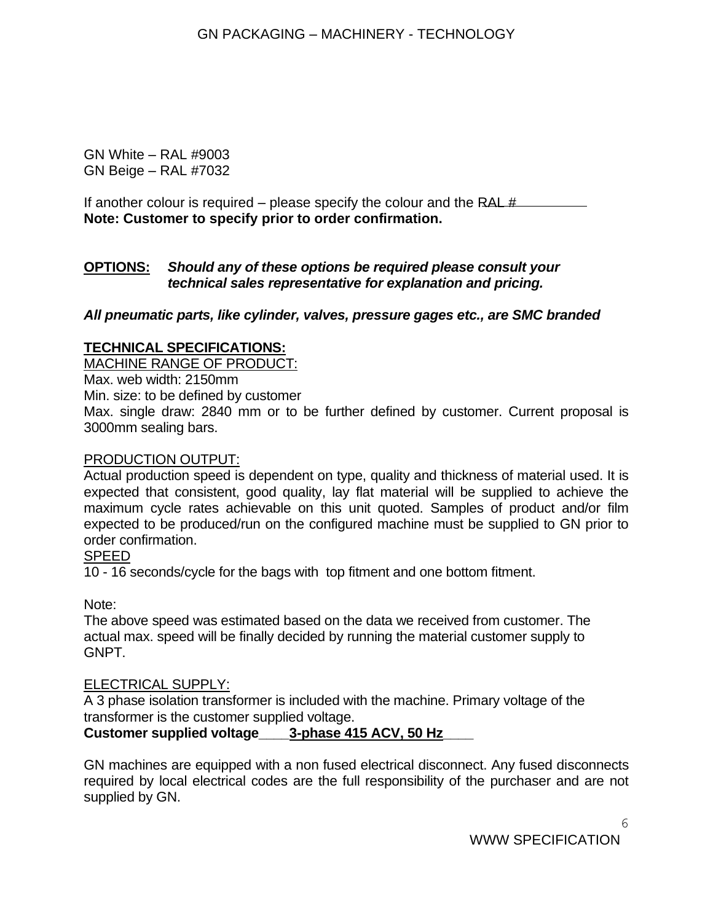GN White – RAL #9003
GN Beige – RAL #7032

If another colour is required – please specify the colour and the RAL #__________
**Note: Customer to specify prior to order confirmation.**

**OPTIONS:** ***Should any of these options be required please consult your technical sales representative for explanation and pricing.***

***All pneumatic parts, like cylinder, valves, pressure gages etc., are SMC branded***

**TECHNICAL SPECIFICATIONS:**

MACHINE RANGE OF PRODUCT:

Max. web width: 2150mm

Min. size: to be defined by customer

Max. single draw: 2840 mm or to be further defined by customer. Current proposal is 3000mm sealing bars.

PRODUCTION OUTPUT:

Actual production speed is dependent on type, quality and thickness of material used. It is expected that consistent, good quality, lay flat material will be supplied to achieve the maximum cycle rates achievable on this unit quoted. Samples of product and/or film expected to be produced/run on the configured machine must be supplied to GN prior to order confirmation.

SPEED

10 - 16 seconds/cycle for the bags with top fitment and one bottom fitment.

Note:
The above speed was estimated based on the data we received from customer. The actual max. speed will be finally decided by running the material customer supply to GNPT.

ELECTRICAL SUPPLY:

A 3 phase isolation transformer is included with the machine. Primary voltage of the transformer is the customer supplied voltage.

**Customer supplied voltage____3-phase 415 ACV, 50 Hz____**

GN machines are equipped with a non fused electrical disconnect. Any fused disconnects required by local electrical codes are the full responsibility of the purchaser and are not supplied by GN.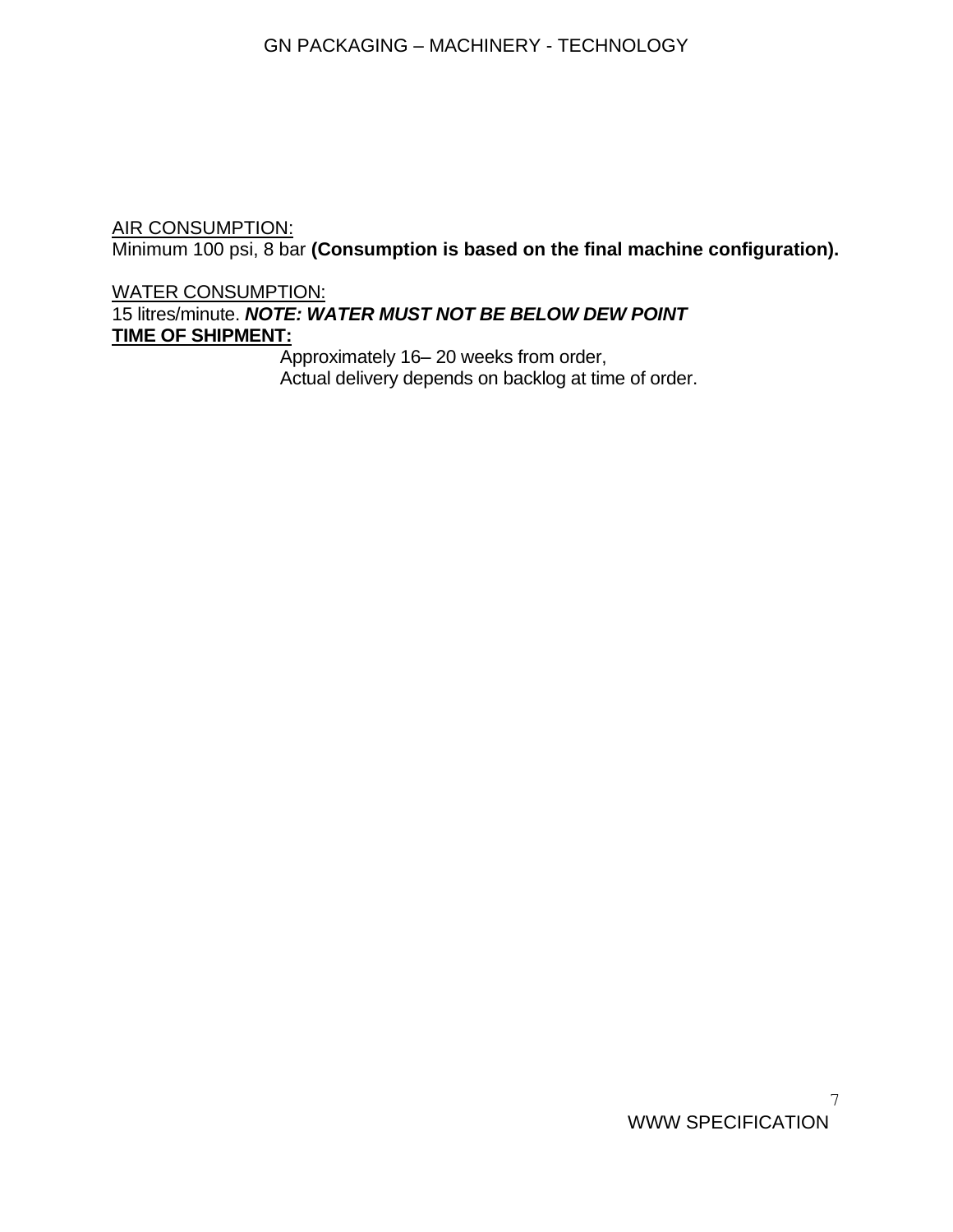AIR CONSUMPTION:
Minimum 100 psi, 8 bar **(Consumption is based on the final machine configuration).**

WATER CONSUMPTION:
15 litres/minute. ***NOTE: WATER MUST NOT BE BELOW DEW POINT***

**TIME OF SHIPMENT:**

Approximately 16– 20 weeks from order,
Actual delivery depends on backlog at time of order.